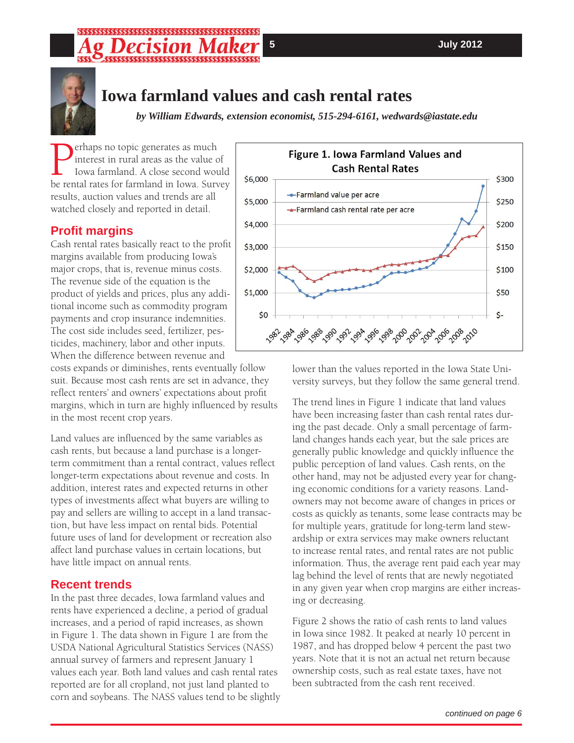# Iowa farmland values and cash rental rates

*by William Edwards, extension economist, 515-294-6161, wedwards@iastate.edu*

Perhaps no topic generates as much interest in rural areas as the value of Iowa farmland. A close second would be rental rates for farmland in Iowa. Survey results, auction values and trends are all watched closely and reported in detail.

## Profit margins

Cash rental rates basically react to the profit margins available from producing Iowa's major crops, that is, revenue minus costs. The revenue side of the equation is the product of yields and prices, plus any additional income such as commodity program payments and crop insurance indemnities. The cost side includes seed, fertilizer, pesticides, machinery, labor and other inputs. When the difference between revenue and costs expands or diminishes, rents eventually follow suit. Because most cash rents are set in advance, they reflect renters' and owners' expectations about profit margins, which in turn are highly influenced by results in the most recent crop years.

Land values are influenced by the same variables as cash rents, but because a land purchase is a longer-term commitment than a rental contract, values reflect longer-term expectations about revenue and costs. In addition, interest rates and expected returns in other types of investments affect what buyers are willing to pay and sellers are willing to accept in a land transaction, but have less impact on rental bids. Potential future uses of land for development or recreation also affect land purchase values in certain locations, but have little impact on annual rents.

**Figure 1. Iowa Farmland Values and Cash Rental Rates**

## Recent trends

In the past three decades, Iowa farmland values and rents have experienced a decline, a period of gradual increases, and a period of rapid increases, as shown in Figure 1. The data shown in Figure 1 are from the USDA National Agricultural Statistics Services (NASS) annual survey of farmers and represent January 1 values each year. Both land values and cash rental rates reported are for all cropland, not just land planted to corn and soybeans. The NASS values tend to be slightly lower than the values reported in the Iowa State University surveys, but they follow the same general trend.

The trend lines in Figure 1 indicate that land values have been increasing faster than cash rental rates during the past decade. Only a small percentage of farmland changes hands each year, but the sale prices are generally public knowledge and quickly influence the public perception of land values. Cash rents, on the other hand, may not be adjusted every year for changing economic conditions for a variety reasons. Landowners may not become aware of changes in prices or costs as quickly as tenants, some lease contracts may be for multiple years, gratitude for long-term land stewardship or extra services may make owners reluctant to increase rental rates, and rental rates are not public information. Thus, the average rent paid each year may lag behind the level of rents that are newly negotiated in any given year when crop margins are either increasing or decreasing.

Figure 2 shows the ratio of cash rents to land values in Iowa since 1982. It peaked at nearly 10 percent in 1987, and has dropped below 4 percent the past two years. Note that it is not an actual net return because ownership costs, such as real estate taxes, have not been subtracted from the cash rent received.

*continued on page 6*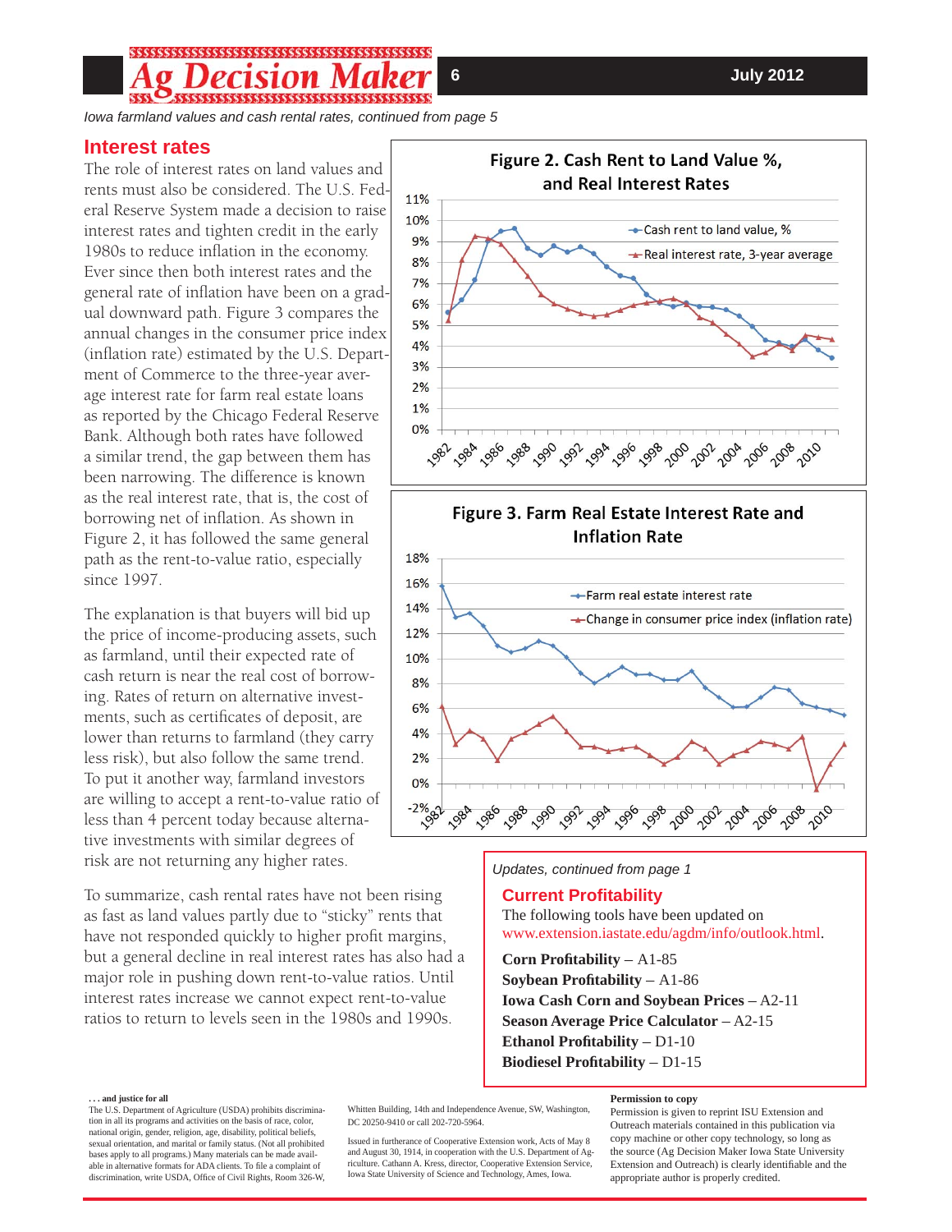*Iowa farmland values and cash rental rates, continued from page 5*

## Interest rates

The role of interest rates on land values and rents must also be considered. The U.S. Federal Reserve System made a decision to raise interest rates and tighten credit in the early 1980s to reduce inflation in the economy. Ever since then both interest rates and the general rate of inflation have been on a gradual downward path. Figure 3 compares the annual changes in the consumer price index (inflation rate) estimated by the U.S. Department of Commerce to the three-year average interest rate for farm real estate loans as reported by the Chicago Federal Reserve Bank. Although both rates have followed a similar trend, the gap between them has been narrowing. The difference is known as the real interest rate, that is, the cost of borrowing net of inflation. As shown in Figure 2, it has followed the same general path as the rent-to-value ratio, especially since 1997.

The explanation is that buyers will bid up the price of income-producing assets, such as farmland, until their expected rate of cash return is near the real cost of borrowing. Rates of return on alternative investments, such as certificates of deposit, are lower than returns to farmland (they carry less risk), but also follow the same trend. To put it another way, farmland investors are willing to accept a rent-to-value ratio of less than 4 percent today because alternative investments with similar degrees of risk are not returning any higher rates.

To summarize, cash rental rates have not been rising as fast as land values partly due to "sticky" rents that have not responded quickly to higher profit margins, but a general decline in real interest rates has also had a major role in pushing down rent-to-value ratios. Until interest rates increase we cannot expect rent-to-value ratios to return to levels seen in the 1980s and 1990s.

**Figure 2. Cash Rent to Land Value %, and Real Interest Rates**

11%
10%
9%
8%
7%
6%
5%
4%
3%
2%
1%
0%

1982 1984 1986 1988 1990 1992 1994 1996 1998 2000 2002 2004 2006 2008 2010

Cash rent to land value, %
Real interest rate, 3-year average

**Figure 3. Farm Real Estate Interest Rate and Inflation Rate**

18%
16%
14%
12%
10%
8%
6%
4%
2%
0%
-2%

1982 1984 1986 1988 1990 1992 1994 1996 1998 2000 2002 2004 2006 2008 2010

Farm real estate interest rate
Change in consumer price index (inflation rate)

*Updates, continued from page 1*

### Current Profitability

The following tools have been updated on www.extension.iastate.edu/agdm/info/outlook.html.

**Corn Profitability** – A1-85
**Soybean Profitability** – A1-86
**Iowa Cash Corn and Soybean Prices** – A2-11
**Season Average Price Calculator** – A2-15
**Ethanol Profitability** – D1-10
**Biodiesel Profitability** – D1-15

**. . . and justice for all**
The U.S. Department of Agriculture (USDA) prohibits discrimination in all its programs and activities on the basis of race, color, national origin, gender, religion, age, disability, political beliefs, sexual orientation, and marital or family status. (Not all prohibited bases apply to all programs.) Many materials can be made available in alternative formats for ADA clients. To file a complaint of discrimination, write USDA, Office of Civil Rights, Room 326-W, Whitten Building, 14th and Independence Avenue, SW, Washington, DC 20250-9410 or call 202-720-5964.

Issued in furtherance of Cooperative Extension work, Acts of May 8 and August 30, 1914, in cooperation with the U.S. Department of Agriculture. Cathann A. Kress, director, Cooperative Extension Service, Iowa State University of Science and Technology, Ames, Iowa.

**Permission to copy**
Permission is given to reprint ISU Extension and Outreach materials contained in this publication via copy machine or other copy technology, so long as the source (Ag Decision Maker Iowa State University Extension and Outreach) is clearly identifiable and the appropriate author is properly credited.